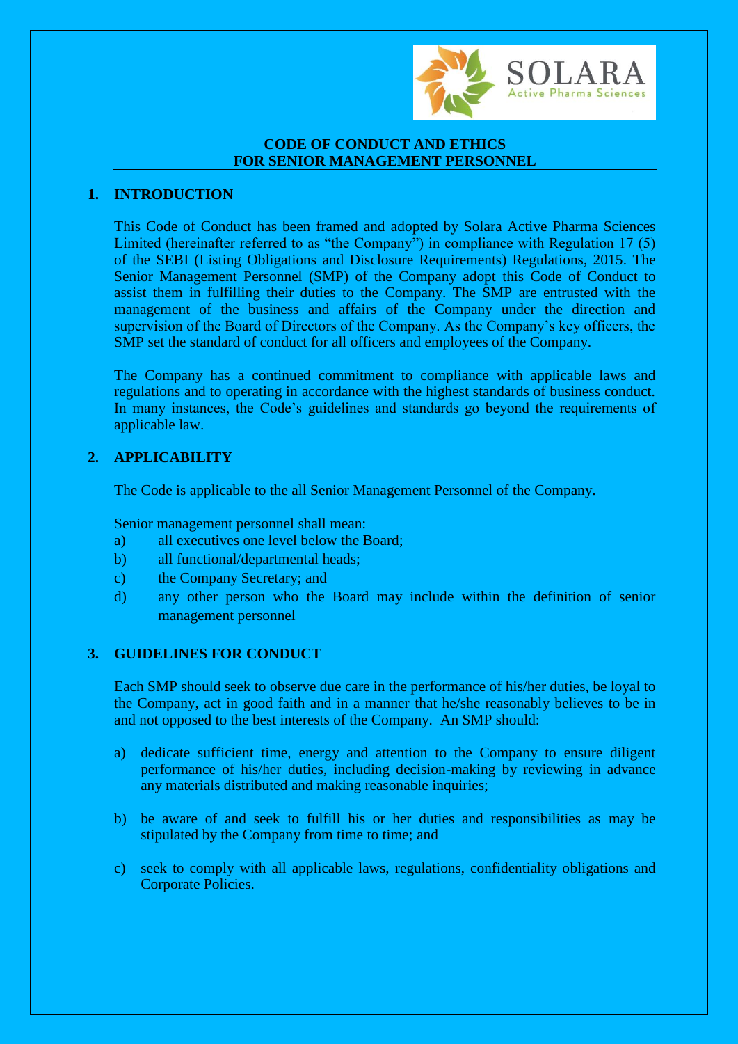# CODE OF CONDUCT AND ETHICS FOR SENIOR MANAGEMENT PERSONNEL

## 1. INTRODUCTION

This Code of Conduct has been framed and adopted by Solara Active Pharma Sciences Limited (hereinafter referred to as "the Company") in compliance with Regulation 17 (5) of the SEBI (Listing Obligations and Disclosure Requirements) Regulations, 2015. The Senior Management Personnel (SMP) of the Company adopt this Code of Conduct to assist them in fulfilling their duties to the Company. The SMP are entrusted with the management of the business and affairs of the Company under the direction and supervision of the Board of Directors of the Company. As the Company's key officers, the SMP set the standard of conduct for all officers and employees of the Company.

The Company has a continued commitment to compliance with applicable laws and regulations and to operating in accordance with the highest standards of business conduct. In many instances, the Code's guidelines and standards go beyond the requirements of applicable law.

## 2. APPLICABILITY

The Code is applicable to the all Senior Management Personnel of the Company.

Senior management personnel shall mean:

a) all executives one level below the Board;

b) all functional/departmental heads;

c) the Company Secretary; and

d) any other person who the Board may include within the definition of senior management personnel

## 3. GUIDELINES FOR CONDUCT

Each SMP should seek to observe due care in the performance of his/her duties, be loyal to the Company, act in good faith and in a manner that he/she reasonably believes to be in and not opposed to the best interests of the Company. An SMP should:

a) dedicate sufficient time, energy and attention to the Company to ensure diligent performance of his/her duties, including decision-making by reviewing in advance any materials distributed and making reasonable inquiries;

b) be aware of and seek to fulfill his or her duties and responsibilities as may be stipulated by the Company from time to time; and

c) seek to comply with all applicable laws, regulations, confidentiality obligations and Corporate Policies.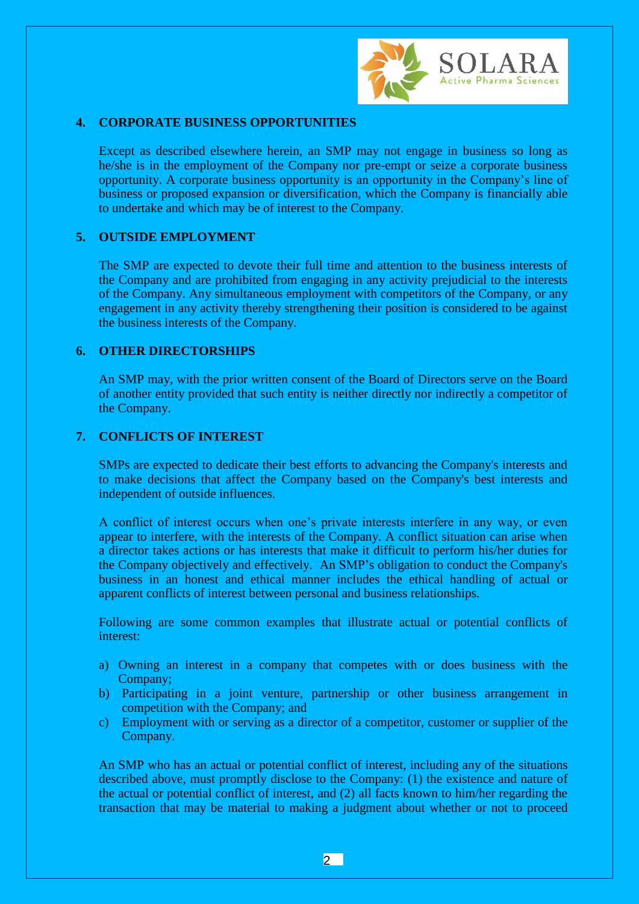## 4. CORPORATE BUSINESS OPPORTUNITIES

Except as described elsewhere herein, an SMP may not engage in business so long as he/she is in the employment of the Company nor pre-empt or seize a corporate business opportunity. A corporate business opportunity is an opportunity in the Company's line of business or proposed expansion or diversification, which the Company is financially able to undertake and which may be of interest to the Company.

## 5. OUTSIDE EMPLOYMENT

The SMP are expected to devote their full time and attention to the business interests of the Company and are prohibited from engaging in any activity prejudicial to the interests of the Company. Any simultaneous employment with competitors of the Company, or any engagement in any activity thereby strengthening their position is considered to be against the business interests of the Company.

## 6. OTHER DIRECTORSHIPS

An SMP may, with the prior written consent of the Board of Directors serve on the Board of another entity provided that such entity is neither directly nor indirectly a competitor of the Company.

## 7. CONFLICTS OF INTEREST

SMPs are expected to dedicate their best efforts to advancing the Company's interests and to make decisions that affect the Company based on the Company's best interests and independent of outside influences.

A conflict of interest occurs when one's private interests interfere in any way, or even appear to interfere, with the interests of the Company. A conflict situation can arise when a director takes actions or has interests that make it difficult to perform his/her duties for the Company objectively and effectively. An SMP's obligation to conduct the Company's business in an honest and ethical manner includes the ethical handling of actual or apparent conflicts of interest between personal and business relationships.

Following are some common examples that illustrate actual or potential conflicts of interest:

a) Owning an interest in a company that competes with or does business with the Company;
b) Participating in a joint venture, partnership or other business arrangement in competition with the Company; and
c) Employment with or serving as a director of a competitor, customer or supplier of the Company.

An SMP who has an actual or potential conflict of interest, including any of the situations described above, must promptly disclose to the Company: (1) the existence and nature of the actual or potential conflict of interest, and (2) all facts known to him/her regarding the transaction that may be material to making a judgment about whether or not to proceed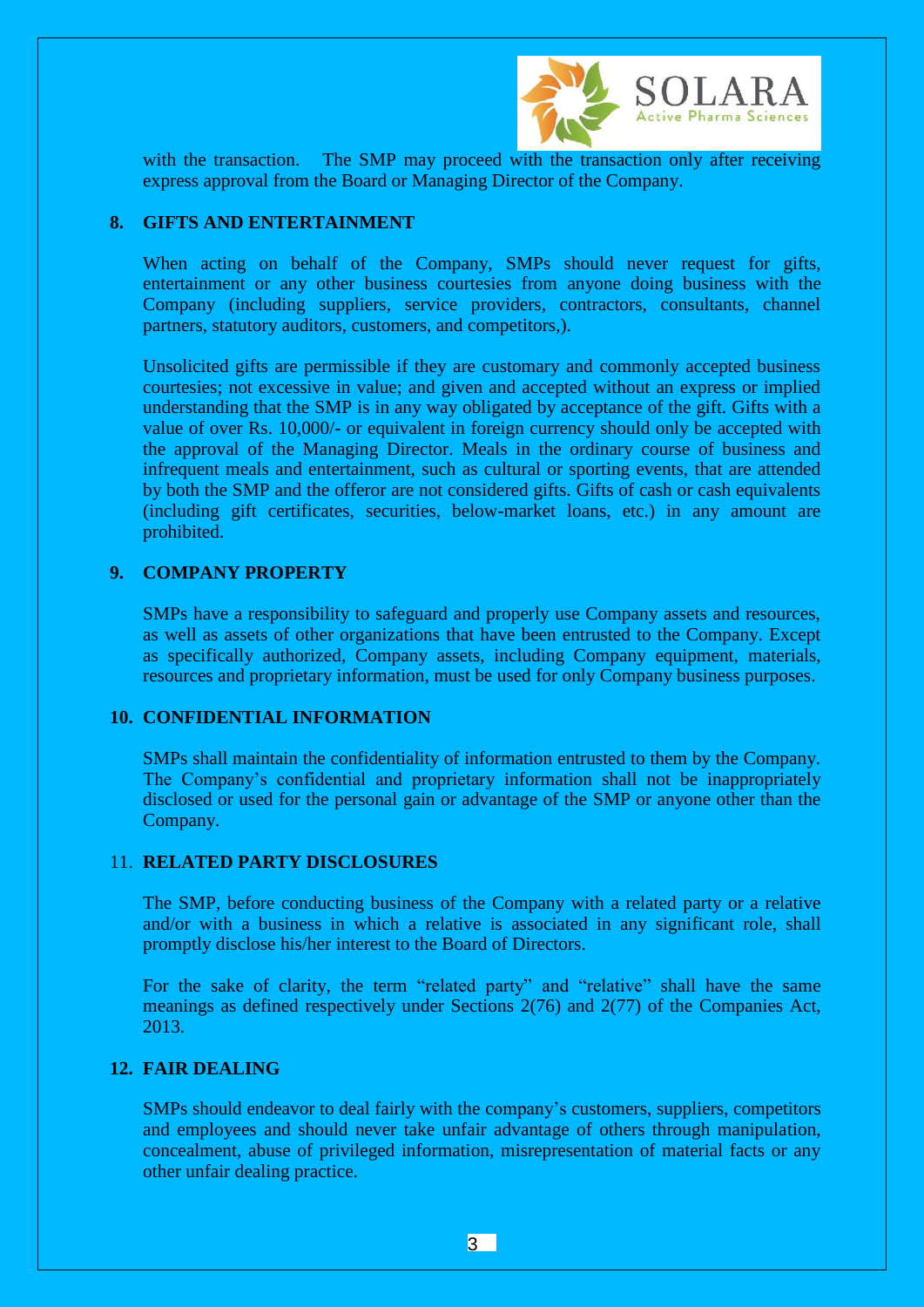with the transaction. The SMP may proceed with the transaction only after receiving express approval from the Board or Managing Director of the Company.

## 8. GIFTS AND ENTERTAINMENT

When acting on behalf of the Company, SMPs should never request for gifts, entertainment or any other business courtesies from anyone doing business with the Company (including suppliers, service providers, contractors, consultants, channel partners, statutory auditors, customers, and competitors,).

Unsolicited gifts are permissible if they are customary and commonly accepted business courtesies; not excessive in value; and given and accepted without an express or implied understanding that the SMP is in any way obligated by acceptance of the gift. Gifts with a value of over Rs. 10,000/- or equivalent in foreign currency should only be accepted with the approval of the Managing Director. Meals in the ordinary course of business and infrequent meals and entertainment, such as cultural or sporting events, that are attended by both the SMP and the offeror are not considered gifts. Gifts of cash or cash equivalents (including gift certificates, securities, below-market loans, etc.) in any amount are prohibited.

## 9. COMPANY PROPERTY

SMPs have a responsibility to safeguard and properly use Company assets and resources, as well as assets of other organizations that have been entrusted to the Company. Except as specifically authorized, Company assets, including Company equipment, materials, resources and proprietary information, must be used for only Company business purposes.

## 10. CONFIDENTIAL INFORMATION

SMPs shall maintain the confidentiality of information entrusted to them by the Company. The Company's confidential and proprietary information shall not be inappropriately disclosed or used for the personal gain or advantage of the SMP or anyone other than the Company.

## 11. RELATED PARTY DISCLOSURES

The SMP, before conducting business of the Company with a related party or a relative and/or with a business in which a relative is associated in any significant role, shall promptly disclose his/her interest to the Board of Directors.

For the sake of clarity, the term "related party" and "relative" shall have the same meanings as defined respectively under Sections 2(76) and 2(77) of the Companies Act, 2013.

## 12. FAIR DEALING

SMPs should endeavor to deal fairly with the company's customers, suppliers, competitors and employees and should never take unfair advantage of others through manipulation, concealment, abuse of privileged information, misrepresentation of material facts or any other unfair dealing practice.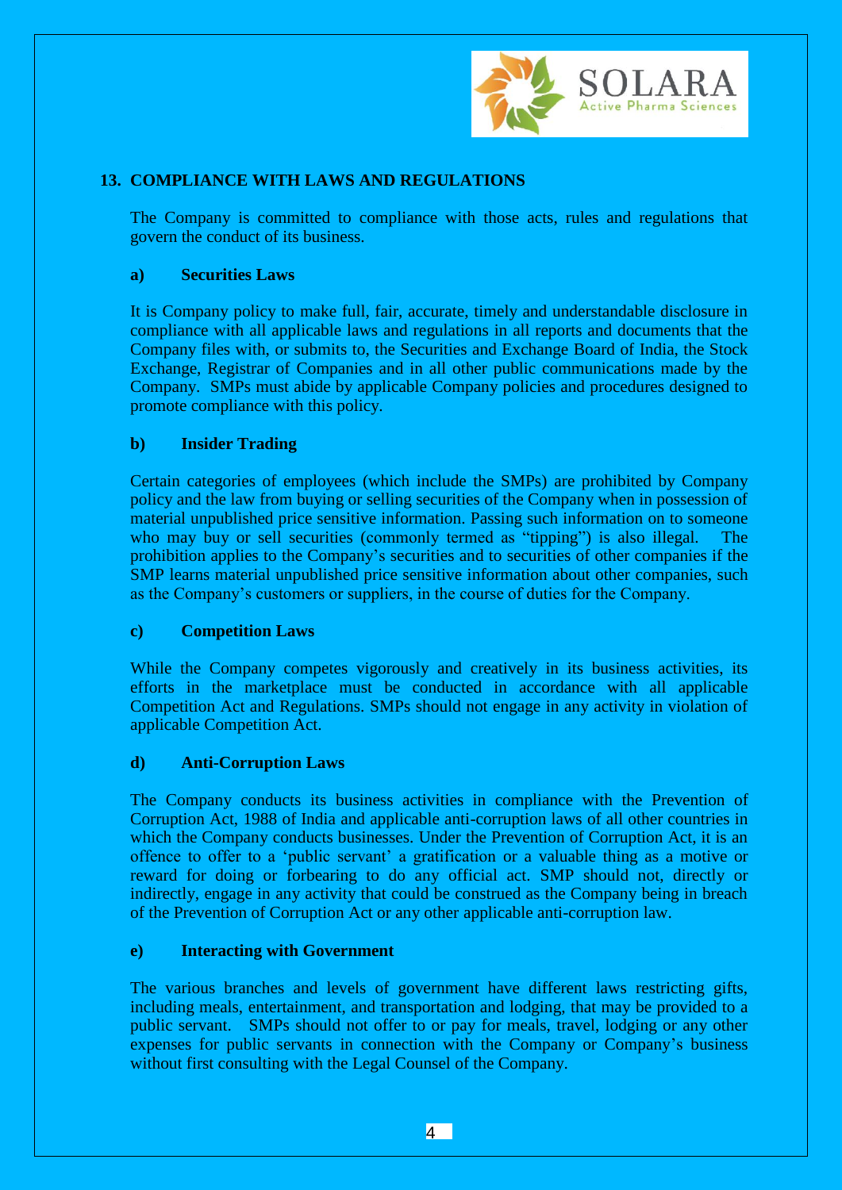## 13. COMPLIANCE WITH LAWS AND REGULATIONS

The Company is committed to compliance with those acts, rules and regulations that govern the conduct of its business.

### a) Securities Laws

It is Company policy to make full, fair, accurate, timely and understandable disclosure in compliance with all applicable laws and regulations in all reports and documents that the Company files with, or submits to, the Securities and Exchange Board of India, the Stock Exchange, Registrar of Companies and in all other public communications made by the Company. SMPs must abide by applicable Company policies and procedures designed to promote compliance with this policy.

### b) Insider Trading

Certain categories of employees (which include the SMPs) are prohibited by Company policy and the law from buying or selling securities of the Company when in possession of material unpublished price sensitive information. Passing such information on to someone who may buy or sell securities (commonly termed as "tipping") is also illegal. The prohibition applies to the Company's securities and to securities of other companies if the SMP learns material unpublished price sensitive information about other companies, such as the Company's customers or suppliers, in the course of duties for the Company.

### c) Competition Laws

While the Company competes vigorously and creatively in its business activities, its efforts in the marketplace must be conducted in accordance with all applicable Competition Act and Regulations. SMPs should not engage in any activity in violation of applicable Competition Act.

### d) Anti-Corruption Laws

The Company conducts its business activities in compliance with the Prevention of Corruption Act, 1988 of India and applicable anti-corruption laws of all other countries in which the Company conducts businesses. Under the Prevention of Corruption Act, it is an offence to offer to a 'public servant' a gratification or a valuable thing as a motive or reward for doing or forbearing to do any official act. SMP should not, directly or indirectly, engage in any activity that could be construed as the Company being in breach of the Prevention of Corruption Act or any other applicable anti-corruption law.

### e) Interacting with Government

The various branches and levels of government have different laws restricting gifts, including meals, entertainment, and transportation and lodging, that may be provided to a public servant. SMPs should not offer to or pay for meals, travel, lodging or any other expenses for public servants in connection with the Company or Company's business without first consulting with the Legal Counsel of the Company.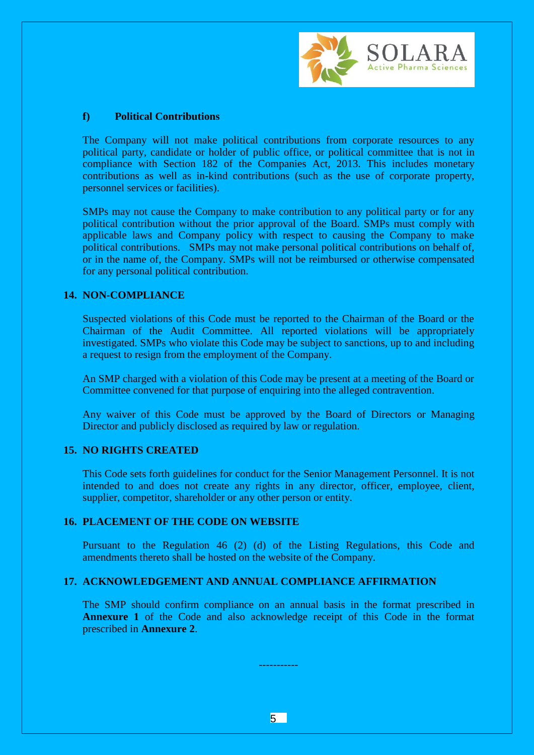**f) Political Contributions**

The Company will not make political contributions from corporate resources to any political party, candidate or holder of public office, or political committee that is not in compliance with Section 182 of the Companies Act, 2013. This includes monetary contributions as well as in-kind contributions (such as the use of corporate property, personnel services or facilities).

SMPs may not cause the Company to make contribution to any political party or for any political contribution without the prior approval of the Board. SMPs must comply with applicable laws and Company policy with respect to causing the Company to make political contributions. SMPs may not make personal political contributions on behalf of, or in the name of, the Company. SMPs will not be reimbursed or otherwise compensated for any personal political contribution.

## 14. NON-COMPLIANCE

Suspected violations of this Code must be reported to the Chairman of the Board or the Chairman of the Audit Committee. All reported violations will be appropriately investigated. SMPs who violate this Code may be subject to sanctions, up to and including a request to resign from the employment of the Company.

An SMP charged with a violation of this Code may be present at a meeting of the Board or Committee convened for that purpose of enquiring into the alleged contravention.

Any waiver of this Code must be approved by the Board of Directors or Managing Director and publicly disclosed as required by law or regulation.

## 15. NO RIGHTS CREATED

This Code sets forth guidelines for conduct for the Senior Management Personnel. It is not intended to and does not create any rights in any director, officer, employee, client, supplier, competitor, shareholder or any other person or entity.

## 16. PLACEMENT OF THE CODE ON WEBSITE

Pursuant to the Regulation 46 (2) (d) of the Listing Regulations, this Code and amendments thereto shall be hosted on the website of the Company.

## 17. ACKNOWLEDGEMENT AND ANNUAL COMPLIANCE AFFIRMATION

The SMP should confirm compliance on an annual basis in the format prescribed in **Annexure 1** of the Code and also acknowledge receipt of this Code in the format prescribed in **Annexure 2**.

-----------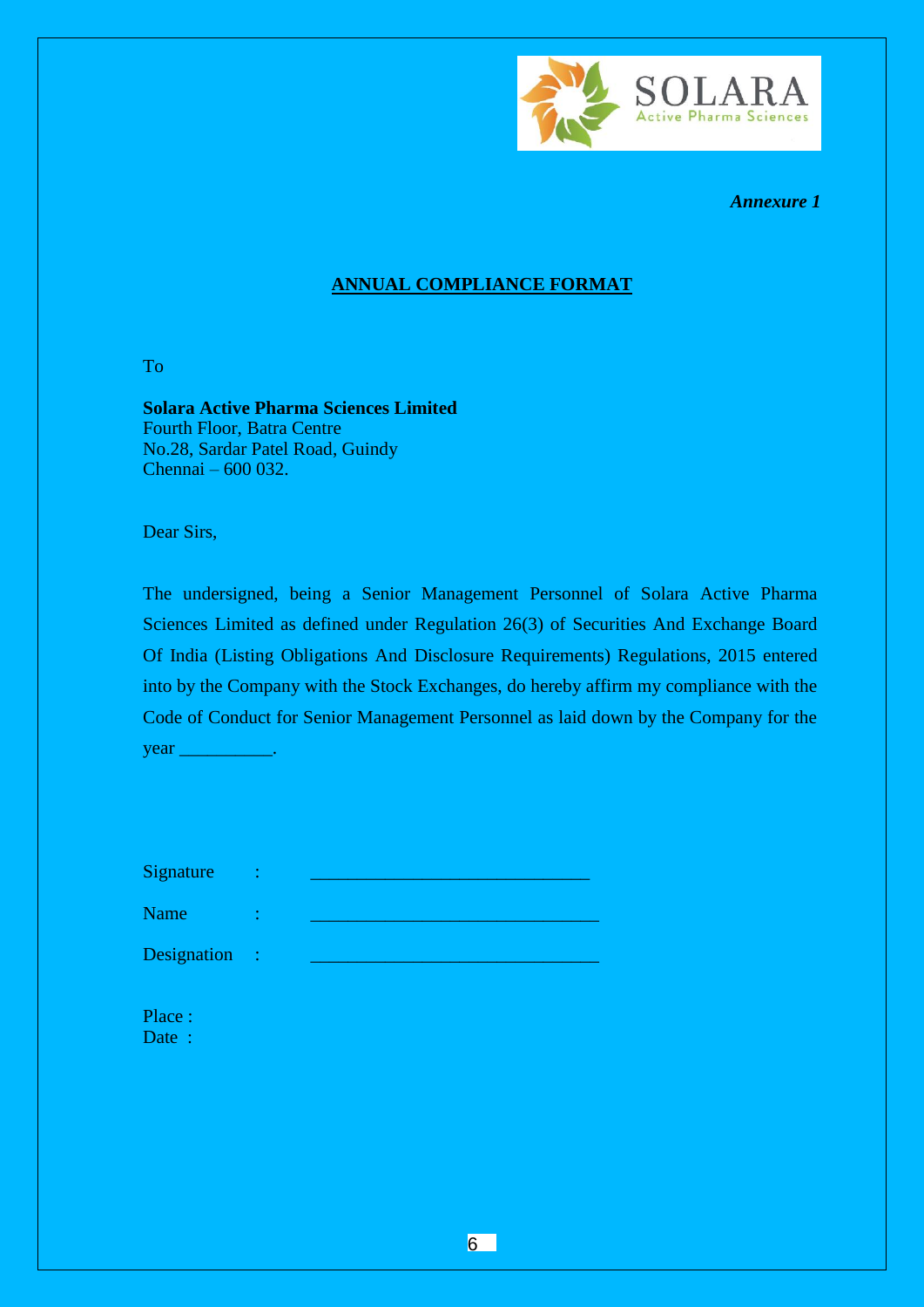*Annexure 1*

## ANNUAL COMPLIANCE FORMAT

To

**Solara Active Pharma Sciences Limited**
Fourth Floor, Batra Centre
No.28, Sardar Patel Road, Guindy
Chennai – 600 032.

Dear Sirs,

The undersigned, being a Senior Management Personnel of Solara Active Pharma Sciences Limited as defined under Regulation 26(3) of Securities And Exchange Board Of India (Listing Obligations And Disclosure Requirements) Regulations, 2015 entered into by the Company with the Stock Exchanges, do hereby affirm my compliance with the Code of Conduct for Senior Management Personnel as laid down by the Company for the year __________.

Signature : ______________________________

Name : _______________________________

Designation : _______________________________

Place :
Date :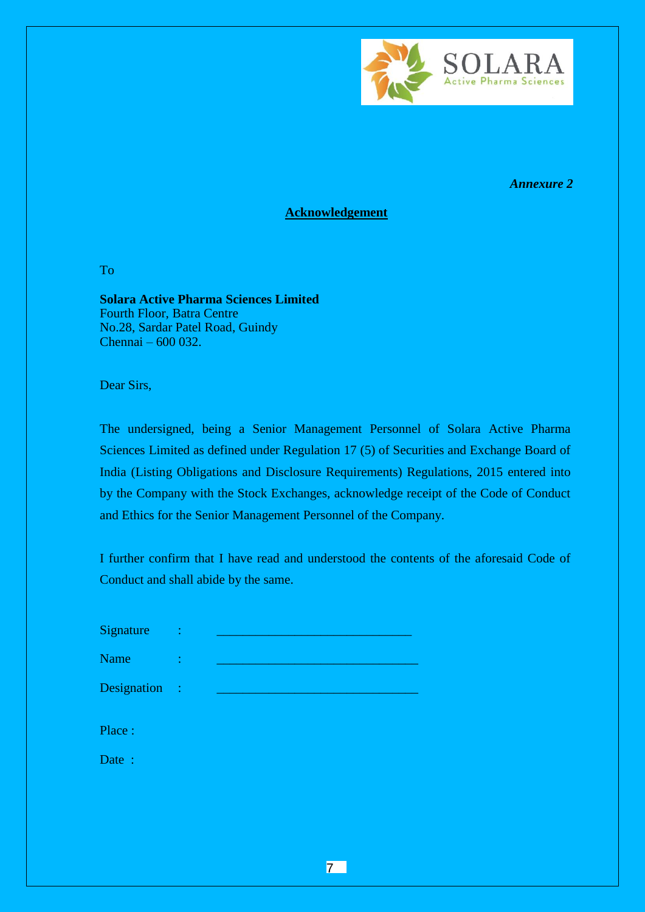*Annexure 2*

**Acknowledgement**

To

**Solara Active Pharma Sciences Limited**
Fourth Floor, Batra Centre
No.28, Sardar Patel Road, Guindy
Chennai – 600 032.

Dear Sirs,

The undersigned, being a Senior Management Personnel of Solara Active Pharma Sciences Limited as defined under Regulation 17 (5) of Securities and Exchange Board of India (Listing Obligations and Disclosure Requirements) Regulations, 2015 entered into by the Company with the Stock Exchanges, acknowledge receipt of the Code of Conduct and Ethics for the Senior Management Personnel of the Company.

I further confirm that I have read and understood the contents of the aforesaid Code of Conduct and shall abide by the same.

Signature : ______________________________

Name : ______________________________

Designation : ______________________________

Place :

Date :